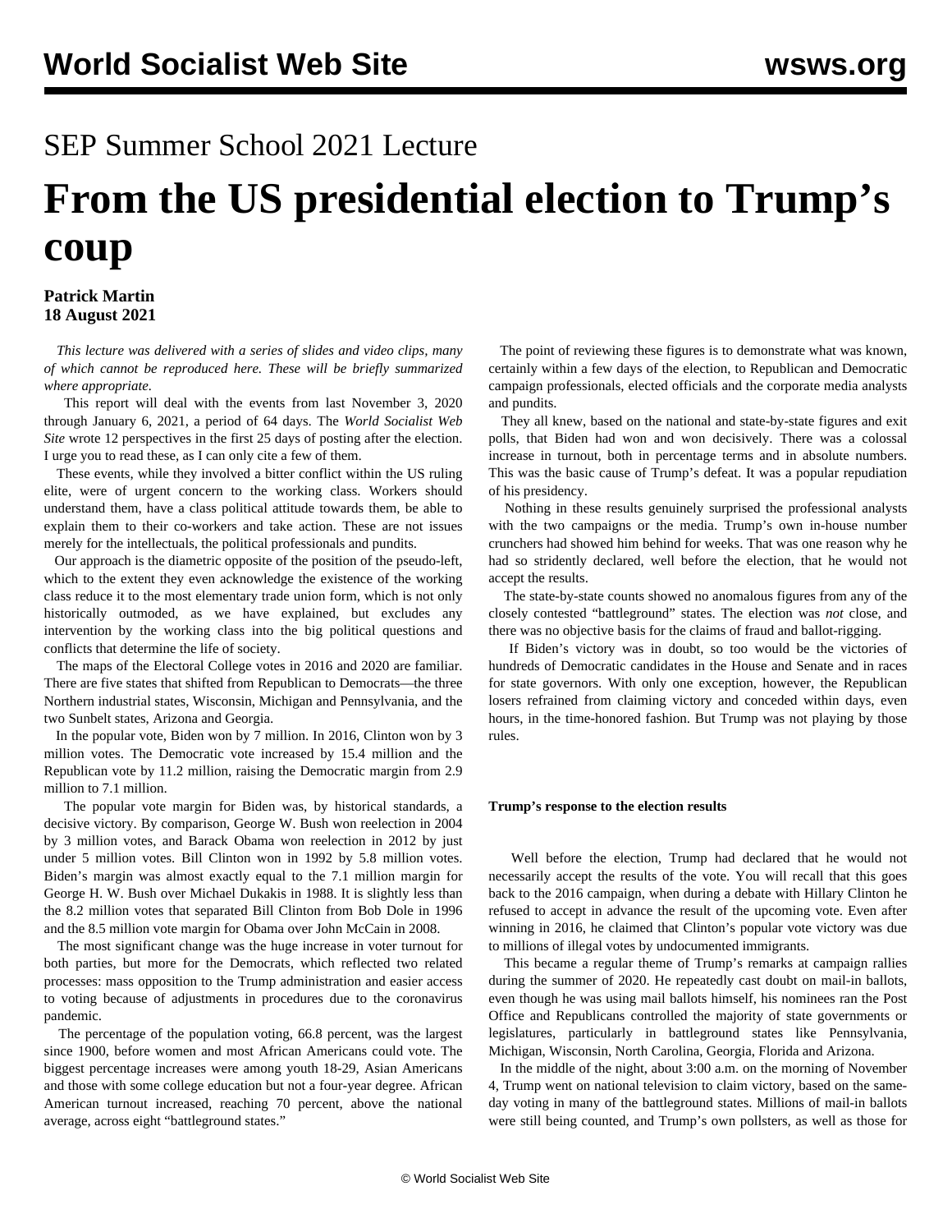# SEP Summer School 2021 Lecture

# From the US presidential election to Trump's coup

**Patrick Martin**
**18 August 2021**

*This lecture was delivered with a series of slides and video clips, many of which cannot be reproduced here. These will be briefly summarized where appropriate.*

This report will deal with the events from last November 3, 2020 through January 6, 2021, a period of 64 days. The *World Socialist Web Site* wrote 12 perspectives in the first 25 days of posting after the election. I urge you to read these, as I can only cite a few of them.

These events, while they involved a bitter conflict within the US ruling elite, were of urgent concern to the working class. Workers should understand them, have a class political attitude towards them, be able to explain them to their co-workers and take action. These are not issues merely for the intellectuals, the political professionals and pundits.

Our approach is the diametric opposite of the position of the pseudo-left, which to the extent they even acknowledge the existence of the working class reduce it to the most elementary trade union form, which is not only historically outmoded, as we have explained, but excludes any intervention by the working class into the big political questions and conflicts that determine the life of society.

The maps of the Electoral College votes in 2016 and 2020 are familiar. There are five states that shifted from Republican to Democrats—the three Northern industrial states, Wisconsin, Michigan and Pennsylvania, and the two Sunbelt states, Arizona and Georgia.

In the popular vote, Biden won by 7 million. In 2016, Clinton won by 3 million votes. The Democratic vote increased by 15.4 million and the Republican vote by 11.2 million, raising the Democratic margin from 2.9 million to 7.1 million.

The popular vote margin for Biden was, by historical standards, a decisive victory. By comparison, George W. Bush won reelection in 2004 by 3 million votes, and Barack Obama won reelection in 2012 by just under 5 million votes. Bill Clinton won in 1992 by 5.8 million votes. Biden's margin was almost exactly equal to the 7.1 million margin for George H. W. Bush over Michael Dukakis in 1988. It is slightly less than the 8.2 million votes that separated Bill Clinton from Bob Dole in 1996 and the 8.5 million vote margin for Obama over John McCain in 2008.

The most significant change was the huge increase in voter turnout for both parties, but more for the Democrats, which reflected two related processes: mass opposition to the Trump administration and easier access to voting because of adjustments in procedures due to the coronavirus pandemic.

The percentage of the population voting, 66.8 percent, was the largest since 1900, before women and most African Americans could vote. The biggest percentage increases were among youth 18-29, Asian Americans and those with some college education but not a four-year degree. African American turnout increased, reaching 70 percent, above the national average, across eight "battleground states."

The point of reviewing these figures is to demonstrate what was known, certainly within a few days of the election, to Republican and Democratic campaign professionals, elected officials and the corporate media analysts and pundits.

They all knew, based on the national and state-by-state figures and exit polls, that Biden had won and won decisively. There was a colossal increase in turnout, both in percentage terms and in absolute numbers. This was the basic cause of Trump's defeat. It was a popular repudiation of his presidency.

Nothing in these results genuinely surprised the professional analysts with the two campaigns or the media. Trump's own in-house number crunchers had showed him behind for weeks. That was one reason why he had so stridently declared, well before the election, that he would not accept the results.

The state-by-state counts showed no anomalous figures from any of the closely contested "battleground" states. The election was *not* close, and there was no objective basis for the claims of fraud and ballot-rigging.

If Biden's victory was in doubt, so too would be the victories of hundreds of Democratic candidates in the House and Senate and in races for state governors. With only one exception, however, the Republican losers refrained from claiming victory and conceded within days, even hours, in the time-honored fashion. But Trump was not playing by those rules.

**Trump's response to the election results**

Well before the election, Trump had declared that he would not necessarily accept the results of the vote. You will recall that this goes back to the 2016 campaign, when during a debate with Hillary Clinton he refused to accept in advance the result of the upcoming vote. Even after winning in 2016, he claimed that Clinton's popular vote victory was due to millions of illegal votes by undocumented immigrants.

This became a regular theme of Trump's remarks at campaign rallies during the summer of 2020. He repeatedly cast doubt on mail-in ballots, even though he was using mail ballots himself, his nominees ran the Post Office and Republicans controlled the majority of state governments or legislatures, particularly in battleground states like Pennsylvania, Michigan, Wisconsin, North Carolina, Georgia, Florida and Arizona.

In the middle of the night, about 3:00 a.m. on the morning of November 4, Trump went on national television to claim victory, based on the same-day voting in many of the battleground states. Millions of mail-in ballots were still being counted, and Trump's own pollsters, as well as those for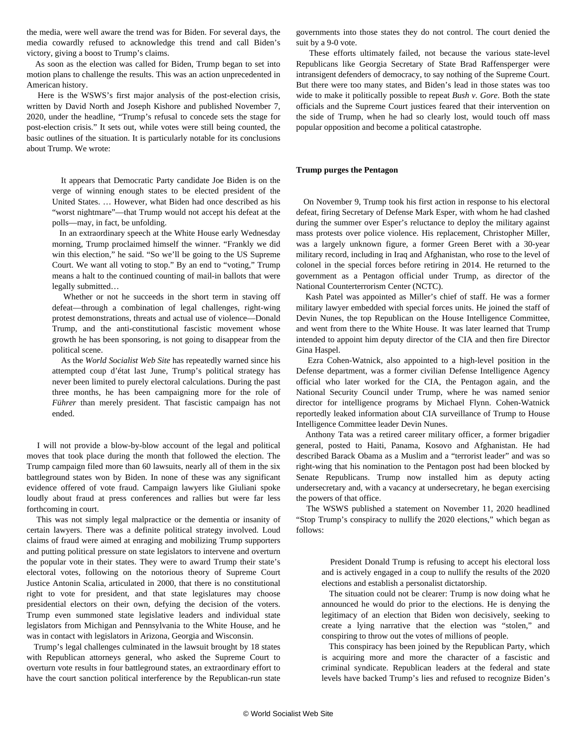the media, were well aware the trend was for Biden. For several days, the media cowardly refused to acknowledge this trend and call Biden's victory, giving a boost to Trump's claims.

As soon as the election was called for Biden, Trump began to set into motion plans to challenge the results. This was an action unprecedented in American history.

Here is the WSWS's first major analysis of the post-election crisis, written by David North and Joseph Kishore and published November 7, 2020, under the headline, "Trump's refusal to concede sets the stage for post-election crisis." It sets out, while votes were still being counted, the basic outlines of the situation. It is particularly notable for its conclusions about Trump. We wrote:

> It appears that Democratic Party candidate Joe Biden is on the verge of winning enough states to be elected president of the United States. … However, what Biden had once described as his "worst nightmare"—that Trump would not accept his defeat at the polls—may, in fact, be unfolding.
>
> In an extraordinary speech at the White House early Wednesday morning, Trump proclaimed himself the winner. "Frankly we did win this election," he said. "So we'll be going to the US Supreme Court. We want all voting to stop." By an end to "voting," Trump means a halt to the continued counting of mail-in ballots that were legally submitted…
>
> Whether or not he succeeds in the short term in staving off defeat—through a combination of legal challenges, right-wing protest demonstrations, threats and actual use of violence—Donald Trump, and the anti-constitutional fascistic movement whose growth he has been sponsoring, is not going to disappear from the political scene.
>
> As the *World Socialist Web Site* has repeatedly warned since his attempted coup d'état last June, Trump's political strategy has never been limited to purely electoral calculations. During the past three months, he has been campaigning more for the role of *Führer* than merely president. That fascistic campaign has not ended.

I will not provide a blow-by-blow account of the legal and political moves that took place during the month that followed the election. The Trump campaign filed more than 60 lawsuits, nearly all of them in the six battleground states won by Biden. In none of these was any significant evidence offered of vote fraud. Campaign lawyers like Giuliani spoke loudly about fraud at press conferences and rallies but were far less forthcoming in court.

This was not simply legal malpractice or the dementia or insanity of certain lawyers. There was a definite political strategy involved. Loud claims of fraud were aimed at enraging and mobilizing Trump supporters and putting political pressure on state legislators to intervene and overturn the popular vote in their states. They were to award Trump their state's electoral votes, following on the notorious theory of Supreme Court Justice Antonin Scalia, articulated in 2000, that there is no constitutional right to vote for president, and that state legislatures may choose presidential electors on their own, defying the decision of the voters. Trump even summoned state legislative leaders and individual state legislators from Michigan and Pennsylvania to the White House, and he was in contact with legislators in Arizona, Georgia and Wisconsin.

Trump's legal challenges culminated in the lawsuit brought by 18 states with Republican attorneys general, who asked the Supreme Court to overturn vote results in four battleground states, an extraordinary effort to have the court sanction political interference by the Republican-run state governments into those states they do not control. The court denied the suit by a 9-0 vote.

These efforts ultimately failed, not because the various state-level Republicans like Georgia Secretary of State Brad Raffensperger were intransigent defenders of democracy, to say nothing of the Supreme Court. But there were too many states, and Biden's lead in those states was too wide to make it politically possible to repeat *Bush v. Gore*. Both the state officials and the Supreme Court justices feared that their intervention on the side of Trump, when he had so clearly lost, would touch off mass popular opposition and become a political catastrophe.

**Trump purges the Pentagon**

On November 9, Trump took his first action in response to his electoral defeat, firing Secretary of Defense Mark Esper, with whom he had clashed during the summer over Esper's reluctance to deploy the military against mass protests over police violence. His replacement, Christopher Miller, was a largely unknown figure, a former Green Beret with a 30-year military record, including in Iraq and Afghanistan, who rose to the level of colonel in the special forces before retiring in 2014. He returned to the government as a Pentagon official under Trump, as director of the National Counterterrorism Center (NCTC).

Kash Patel was appointed as Miller's chief of staff. He was a former military lawyer embedded with special forces units. He joined the staff of Devin Nunes, the top Republican on the House Intelligence Committee, and went from there to the White House. It was later learned that Trump intended to appoint him deputy director of the CIA and then fire Director Gina Haspel.

Ezra Cohen-Watnick, also appointed to a high-level position in the Defense department, was a former civilian Defense Intelligence Agency official who later worked for the CIA, the Pentagon again, and the National Security Council under Trump, where he was named senior director for intelligence programs by Michael Flynn. Cohen-Watnick reportedly leaked information about CIA surveillance of Trump to House Intelligence Committee leader Devin Nunes.

Anthony Tata was a retired career military officer, a former brigadier general, posted to Haiti, Panama, Kosovo and Afghanistan. He had described Barack Obama as a Muslim and a "terrorist leader" and was so right-wing that his nomination to the Pentagon post had been blocked by Senate Republicans. Trump now installed him as deputy acting undersecretary and, with a vacancy at undersecretary, he began exercising the powers of that office.

The WSWS published a statement on November 11, 2020 headlined "Stop Trump's conspiracy to nullify the 2020 elections," which began as follows:

> President Donald Trump is refusing to accept his electoral loss and is actively engaged in a coup to nullify the results of the 2020 elections and establish a personalist dictatorship.
>
> The situation could not be clearer: Trump is now doing what he announced he would do prior to the elections. He is denying the legitimacy of an election that Biden won decisively, seeking to create a lying narrative that the election was "stolen," and conspiring to throw out the votes of millions of people.
>
> This conspiracy has been joined by the Republican Party, which is acquiring more and more the character of a fascistic and criminal syndicate. Republican leaders at the federal and state levels have backed Trump's lies and refused to recognize Biden's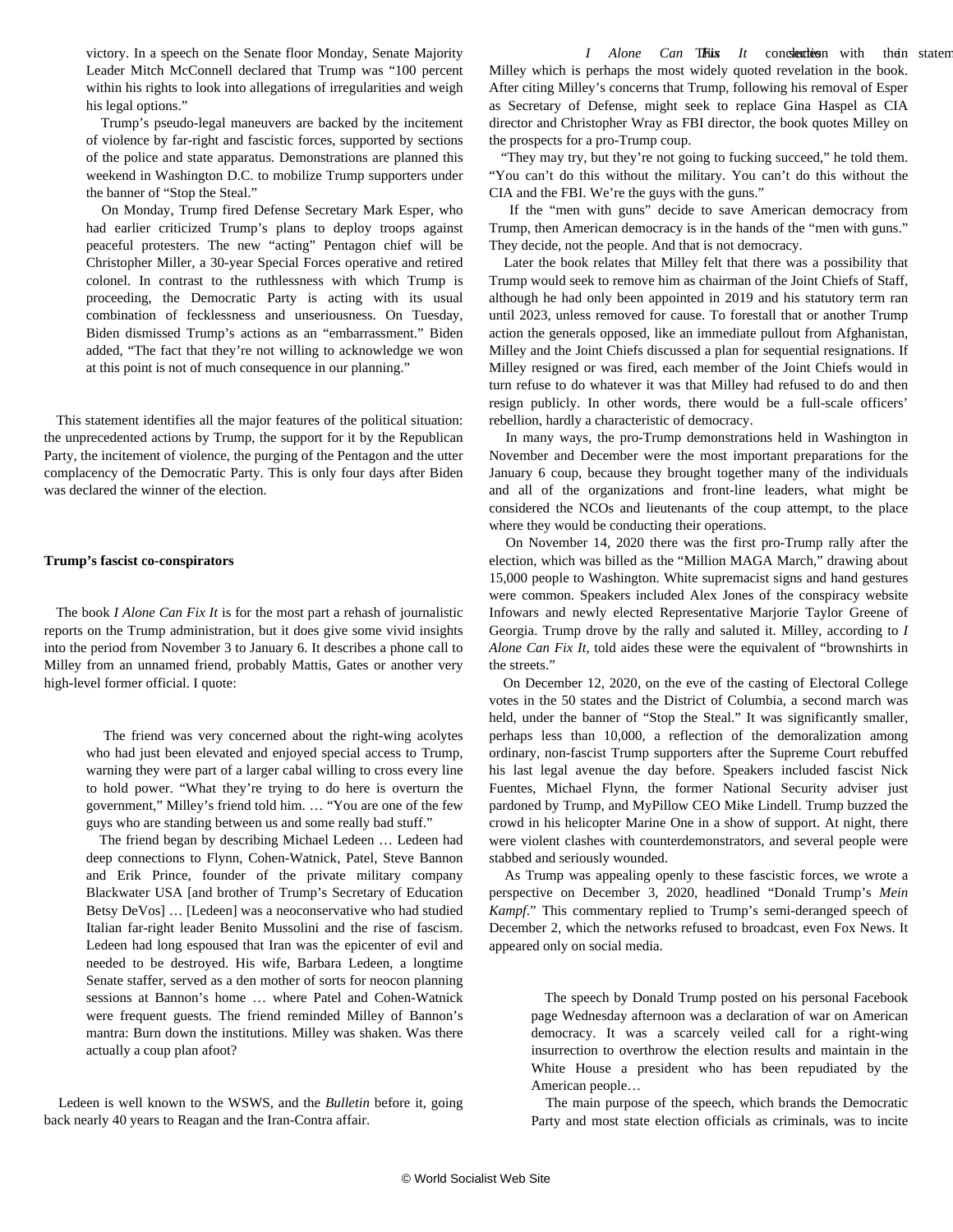victory. In a speech on the Senate floor Monday, Senate Majority Leader Mitch McConnell declared that Trump was "100 percent within his rights to look into allegations of irregularities and weigh his legal options."

Trump's pseudo-legal maneuvers are backed by the incitement of violence by far-right and fascistic forces, supported by sections of the police and state apparatus. Demonstrations are planned this weekend in Washington D.C. to mobilize Trump supporters under the banner of "Stop the Steal."

On Monday, Trump fired Defense Secretary Mark Esper, who had earlier criticized Trump's plans to deploy troops against peaceful protesters. The new "acting" Pentagon chief will be Christopher Miller, a 30-year Special Forces operative and retired colonel. In contrast to the ruthlessness with which Trump is proceeding, the Democratic Party is acting with its usual combination of fecklessness and unseriousness. On Tuesday, Biden dismissed Trump's actions as an "embarrassment." Biden added, "The fact that they're not willing to acknowledge we won at this point is not of much consequence in our planning."

This statement identifies all the major features of the political situation: the unprecedented actions by Trump, the support for it by the Republican Party, the incitement of violence, the purging of the Pentagon and the utter complacency of the Democratic Party. This is only four days after Biden was declared the winner of the election.

**Trump's fascist co-conspirators**

The book *I Alone Can Fix It* is for the most part a rehash of journalistic reports on the Trump administration, but it does give some vivid insights into the period from November 3 to January 6. It describes a phone call to Milley from an unnamed friend, probably Mattis, Gates or another very high-level former official. I quote:

> The friend was very concerned about the right-wing acolytes who had just been elevated and enjoyed special access to Trump, warning they were part of a larger cabal willing to cross every line to hold power. "What they're trying to do here is overturn the government," Milley's friend told him. … "You are one of the few guys who are standing between us and some really bad stuff."
>
> The friend began by describing Michael Ledeen … Ledeen had deep connections to Flynn, Cohen-Watnick, Patel, Steve Bannon and Erik Prince, founder of the private military company Blackwater USA [and brother of Trump's Secretary of Education Betsy DeVos] … [Ledeen] was a neoconservative who had studied Italian far-right leader Benito Mussolini and the rise of fascism. Ledeen had long espoused that Iran was the epicenter of evil and needed to be destroyed. His wife, Barbara Ledeen, a longtime Senate staffer, served as a den mother of sorts for neocon planning sessions at Bannon's home … where Patel and Cohen-Watnick were frequent guests. The friend reminded Milley of Bannon's mantra: Burn down the institutions. Milley was shaken. Was there actually a coup plan afoot?

Ledeen is well known to the WSWS, and the *Bulletin* before it, going back nearly 40 years to Reagan and the Iran-Contra affair.

*I Alone Can Fix It* concludes this section with the statement by Milley which is perhaps the most widely quoted revelation in the book. After citing Milley's concerns that Trump, following his removal of Esper as Secretary of Defense, might seek to replace Gina Haspel as CIA director and Christopher Wray as FBI director, the book quotes Milley on the prospects for a pro-Trump coup.

"They may try, but they're not going to fucking succeed," he told them. "You can't do this without the military. You can't do this without the CIA and the FBI. We're the guys with the guns."

If the "men with guns" decide to save American democracy from Trump, then American democracy is in the hands of the "men with guns." They decide, not the people. And that is not democracy.

Later the book relates that Milley felt that there was a possibility that Trump would seek to remove him as chairman of the Joint Chiefs of Staff, although he had only been appointed in 2019 and his statutory term ran until 2023, unless removed for cause. To forestall that or another Trump action the generals opposed, like an immediate pullout from Afghanistan, Milley and the Joint Chiefs discussed a plan for sequential resignations. If Milley resigned or was fired, each member of the Joint Chiefs would in turn refuse to do whatever it was that Milley had refused to do and then resign publicly. In other words, there would be a full-scale officers' rebellion, hardly a characteristic of democracy.

In many ways, the pro-Trump demonstrations held in Washington in November and December were the most important preparations for the January 6 coup, because they brought together many of the individuals and all of the organizations and front-line leaders, what might be considered the NCOs and lieutenants of the coup attempt, to the place where they would be conducting their operations.

On November 14, 2020 there was the first pro-Trump rally after the election, which was billed as the "Million MAGA March," drawing about 15,000 people to Washington. White supremacist signs and hand gestures were common. Speakers included Alex Jones of the conspiracy website Infowars and newly elected Representative Marjorie Taylor Greene of Georgia. Trump drove by the rally and saluted it. Milley, according to *I Alone Can Fix It*, told aides these were the equivalent of "brownshirts in the streets."

On December 12, 2020, on the eve of the casting of Electoral College votes in the 50 states and the District of Columbia, a second march was held, under the banner of "Stop the Steal." It was significantly smaller, perhaps less than 10,000, a reflection of the demoralization among ordinary, non-fascist Trump supporters after the Supreme Court rebuffed his last legal avenue the day before. Speakers included fascist Nick Fuentes, Michael Flynn, the former National Security adviser just pardoned by Trump, and MyPillow CEO Mike Lindell. Trump buzzed the crowd in his helicopter Marine One in a show of support. At night, there were violent clashes with counterdemonstrators, and several people were stabbed and seriously wounded.

As Trump was appealing openly to these fascistic forces, we wrote a perspective on December 3, 2020, headlined "Donald Trump's *Mein Kampf*." This commentary replied to Trump's semi-deranged speech of December 2, which the networks refused to broadcast, even Fox News. It appeared only on social media.

> The speech by Donald Trump posted on his personal Facebook page Wednesday afternoon was a declaration of war on American democracy. It was a scarcely veiled call for a right-wing insurrection to overthrow the election results and maintain in the White House a president who has been repudiated by the American people…
>
> The main purpose of the speech, which brands the Democratic Party and most state election officials as criminals, was to incite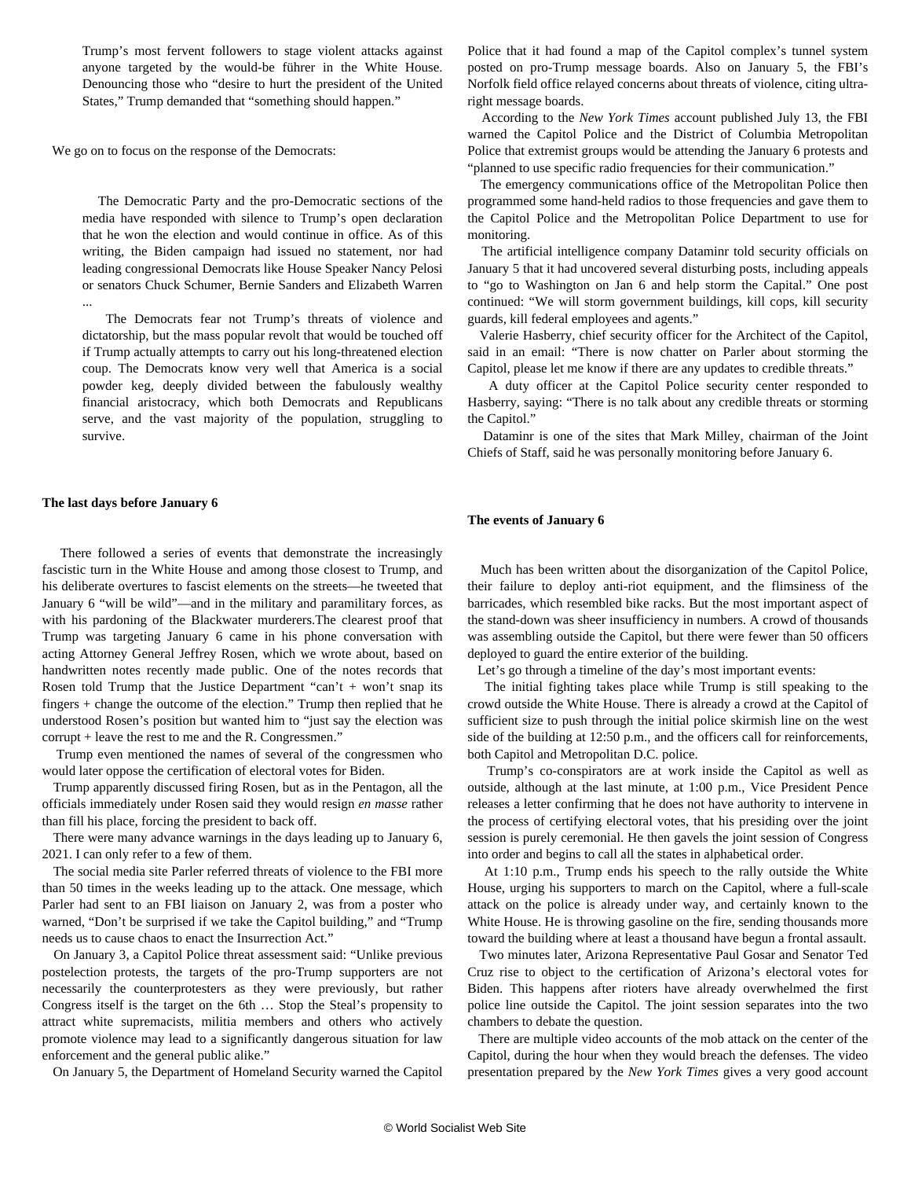> Trump's most fervent followers to stage violent attacks against anyone targeted by the would-be führer in the White House. Denouncing those who "desire to hurt the president of the United States," Trump demanded that "something should happen."

We go on to focus on the response of the Democrats:

> The Democratic Party and the pro-Democratic sections of the media have responded with silence to Trump's open declaration that he won the election and would continue in office. As of this writing, the Biden campaign had issued no statement, nor had leading congressional Democrats like House Speaker Nancy Pelosi or senators Chuck Schumer, Bernie Sanders and Elizabeth Warren ...
>
> The Democrats fear not Trump's threats of violence and dictatorship, but the mass popular revolt that would be touched off if Trump actually attempts to carry out his long-threatened election coup. The Democrats know very well that America is a social powder keg, deeply divided between the fabulously wealthy financial aristocracy, which both Democrats and Republicans serve, and the vast majority of the population, struggling to survive.

**The last days before January 6**

There followed a series of events that demonstrate the increasingly fascistic turn in the White House and among those closest to Trump, and his deliberate overtures to fascist elements on the streets—he tweeted that January 6 "will be wild"—and in the military and paramilitary forces, as with his pardoning of the Blackwater murderers.The clearest proof that Trump was targeting January 6 came in his phone conversation with acting Attorney General Jeffrey Rosen, which we wrote about, based on handwritten notes recently made public. One of the notes records that Rosen told Trump that the Justice Department "can't + won't snap its fingers + change the outcome of the election." Trump then replied that he understood Rosen's position but wanted him to "just say the election was corrupt + leave the rest to me and the R. Congressmen."

Trump even mentioned the names of several of the congressmen who would later oppose the certification of electoral votes for Biden.

Trump apparently discussed firing Rosen, but as in the Pentagon, all the officials immediately under Rosen said they would resign *en masse* rather than fill his place, forcing the president to back off.

There were many advance warnings in the days leading up to January 6, 2021. I can only refer to a few of them.

The social media site Parler referred threats of violence to the FBI more than 50 times in the weeks leading up to the attack. One message, which Parler had sent to an FBI liaison on January 2, was from a poster who warned, "Don't be surprised if we take the Capitol building," and "Trump needs us to cause chaos to enact the Insurrection Act."

On January 3, a Capitol Police threat assessment said: "Unlike previous postelection protests, the targets of the pro-Trump supporters are not necessarily the counterprotesters as they were previously, but rather Congress itself is the target on the 6th … Stop the Steal's propensity to attract white supremacists, militia members and others who actively promote violence may lead to a significantly dangerous situation for law enforcement and the general public alike."

On January 5, the Department of Homeland Security warned the Capitol Police that it had found a map of the Capitol complex's tunnel system posted on pro-Trump message boards. Also on January 5, the FBI's Norfolk field office relayed concerns about threats of violence, citing ultra-right message boards.

According to the *New York Times* account published July 13, the FBI warned the Capitol Police and the District of Columbia Metropolitan Police that extremist groups would be attending the January 6 protests and "planned to use specific radio frequencies for their communication."

The emergency communications office of the Metropolitan Police then programmed some hand-held radios to those frequencies and gave them to the Capitol Police and the Metropolitan Police Department to use for monitoring.

The artificial intelligence company Dataminr told security officials on January 5 that it had uncovered several disturbing posts, including appeals to "go to Washington on Jan 6 and help storm the Capital." One post continued: "We will storm government buildings, kill cops, kill security guards, kill federal employees and agents."

Valerie Hasberry, chief security officer for the Architect of the Capitol, said in an email: "There is now chatter on Parler about storming the Capitol, please let me know if there are any updates to credible threats."

A duty officer at the Capitol Police security center responded to Hasberry, saying: "There is no talk about any credible threats or storming the Capitol."

Dataminr is one of the sites that Mark Milley, chairman of the Joint Chiefs of Staff, said he was personally monitoring before January 6.

**The events of January 6**

Much has been written about the disorganization of the Capitol Police, their failure to deploy anti-riot equipment, and the flimsiness of the barricades, which resembled bike racks. But the most important aspect of the stand-down was sheer insufficiency in numbers. A crowd of thousands was assembling outside the Capitol, but there were fewer than 50 officers deployed to guard the entire exterior of the building.

Let's go through a timeline of the day's most important events:

The initial fighting takes place while Trump is still speaking to the crowd outside the White House. There is already a crowd at the Capitol of sufficient size to push through the initial police skirmish line on the west side of the building at 12:50 p.m., and the officers call for reinforcements, both Capitol and Metropolitan D.C. police.

Trump's co-conspirators are at work inside the Capitol as well as outside, although at the last minute, at 1:00 p.m., Vice President Pence releases a letter confirming that he does not have authority to intervene in the process of certifying electoral votes, that his presiding over the joint session is purely ceremonial. He then gavels the joint session of Congress into order and begins to call all the states in alphabetical order.

At 1:10 p.m., Trump ends his speech to the rally outside the White House, urging his supporters to march on the Capitol, where a full-scale attack on the police is already under way, and certainly known to the White House. He is throwing gasoline on the fire, sending thousands more toward the building where at least a thousand have begun a frontal assault.

Two minutes later, Arizona Representative Paul Gosar and Senator Ted Cruz rise to object to the certification of Arizona's electoral votes for Biden. This happens after rioters have already overwhelmed the first police line outside the Capitol. The joint session separates into the two chambers to debate the question.

There are multiple video accounts of the mob attack on the center of the Capitol, during the hour when they would breach the defenses. The video presentation prepared by the *New York Times* gives a very good account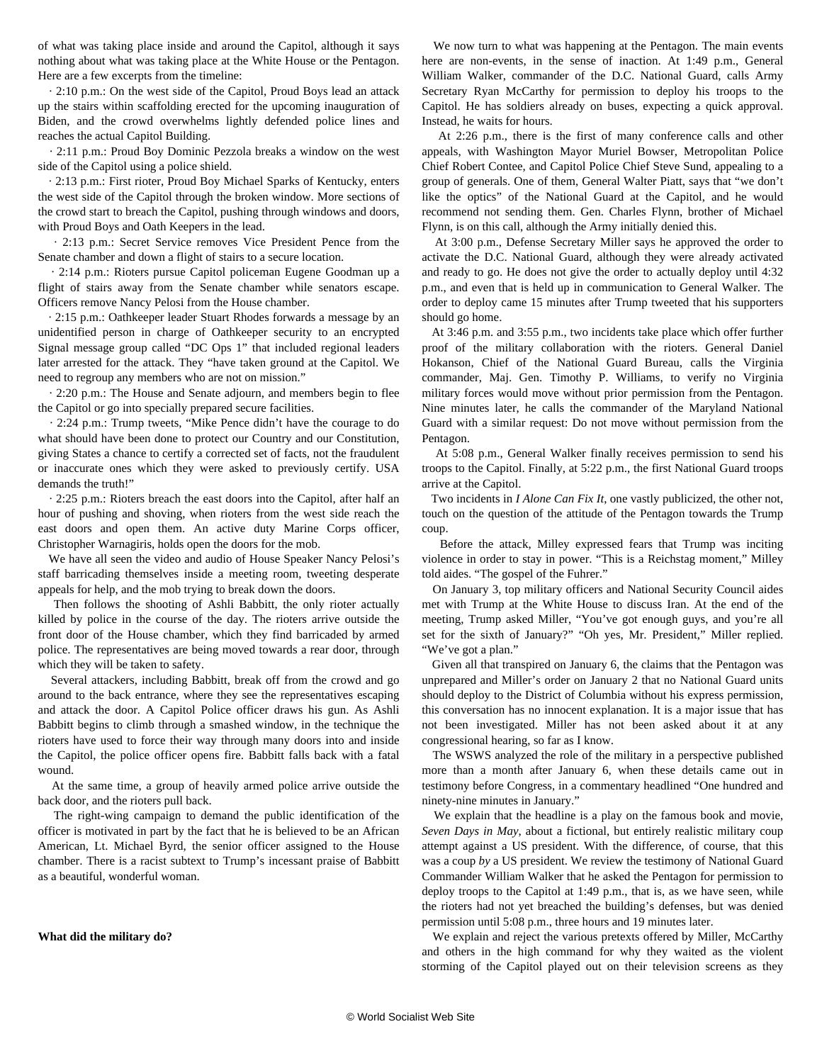of what was taking place inside and around the Capitol, although it says nothing about what was taking place at the White House or the Pentagon. Here are a few excerpts from the timeline:

· 2:10 p.m.: On the west side of the Capitol, Proud Boys lead an attack up the stairs within scaffolding erected for the upcoming inauguration of Biden, and the crowd overwhelms lightly defended police lines and reaches the actual Capitol Building.

· 2:11 p.m.: Proud Boy Dominic Pezzola breaks a window on the west side of the Capitol using a police shield.

· 2:13 p.m.: First rioter, Proud Boy Michael Sparks of Kentucky, enters the west side of the Capitol through the broken window. More sections of the crowd start to breach the Capitol, pushing through windows and doors, with Proud Boys and Oath Keepers in the lead.

· 2:13 p.m.: Secret Service removes Vice President Pence from the Senate chamber and down a flight of stairs to a secure location.

· 2:14 p.m.: Rioters pursue Capitol policeman Eugene Goodman up a flight of stairs away from the Senate chamber while senators escape. Officers remove Nancy Pelosi from the House chamber.

· 2:15 p.m.: Oathkeeper leader Stuart Rhodes forwards a message by an unidentified person in charge of Oathkeeper security to an encrypted Signal message group called "DC Ops 1" that included regional leaders later arrested for the attack. They "have taken ground at the Capitol. We need to regroup any members who are not on mission."

· 2:20 p.m.: The House and Senate adjourn, and members begin to flee the Capitol or go into specially prepared secure facilities.

· 2:24 p.m.: Trump tweets, "Mike Pence didn't have the courage to do what should have been done to protect our Country and our Constitution, giving States a chance to certify a corrected set of facts, not the fraudulent or inaccurate ones which they were asked to previously certify. USA demands the truth!"

· 2:25 p.m.: Rioters breach the east doors into the Capitol, after half an hour of pushing and shoving, when rioters from the west side reach the east doors and open them. An active duty Marine Corps officer, Christopher Warnagiris, holds open the doors for the mob.

We have all seen the video and audio of House Speaker Nancy Pelosi's staff barricading themselves inside a meeting room, tweeting desperate appeals for help, and the mob trying to break down the doors.

Then follows the shooting of Ashli Babbitt, the only rioter actually killed by police in the course of the day. The rioters arrive outside the front door of the House chamber, which they find barricaded by armed police. The representatives are being moved towards a rear door, through which they will be taken to safety.

Several attackers, including Babbitt, break off from the crowd and go around to the back entrance, where they see the representatives escaping and attack the door. A Capitol Police officer draws his gun. As Ashli Babbitt begins to climb through a smashed window, in the technique the rioters have used to force their way through many doors into and inside the Capitol, the police officer opens fire. Babbitt falls back with a fatal wound.

At the same time, a group of heavily armed police arrive outside the back door, and the rioters pull back.

The right-wing campaign to demand the public identification of the officer is motivated in part by the fact that he is believed to be an African American, Lt. Michael Byrd, the senior officer assigned to the House chamber. There is a racist subtext to Trump's incessant praise of Babbitt as a beautiful, wonderful woman.

**What did the military do?**

We now turn to what was happening at the Pentagon. The main events here are non-events, in the sense of inaction. At 1:49 p.m., General William Walker, commander of the D.C. National Guard, calls Army Secretary Ryan McCarthy for permission to deploy his troops to the Capitol. He has soldiers already on buses, expecting a quick approval. Instead, he waits for hours.

At 2:26 p.m., there is the first of many conference calls and other appeals, with Washington Mayor Muriel Bowser, Metropolitan Police Chief Robert Contee, and Capitol Police Chief Steve Sund, appealing to a group of generals. One of them, General Walter Piatt, says that "we don't like the optics" of the National Guard at the Capitol, and he would recommend not sending them. Gen. Charles Flynn, brother of Michael Flynn, is on this call, although the Army initially denied this.

At 3:00 p.m., Defense Secretary Miller says he approved the order to activate the D.C. National Guard, although they were already activated and ready to go. He does not give the order to actually deploy until 4:32 p.m., and even that is held up in communication to General Walker. The order to deploy came 15 minutes after Trump tweeted that his supporters should go home.

At 3:46 p.m. and 3:55 p.m., two incidents take place which offer further proof of the military collaboration with the rioters. General Daniel Hokanson, Chief of the National Guard Bureau, calls the Virginia commander, Maj. Gen. Timothy P. Williams, to verify no Virginia military forces would move without prior permission from the Pentagon. Nine minutes later, he calls the commander of the Maryland National Guard with a similar request: Do not move without permission from the Pentagon.

At 5:08 p.m., General Walker finally receives permission to send his troops to the Capitol. Finally, at 5:22 p.m., the first National Guard troops arrive at the Capitol.

Two incidents in *I Alone Can Fix It*, one vastly publicized, the other not, touch on the question of the attitude of the Pentagon towards the Trump coup.

Before the attack, Milley expressed fears that Trump was inciting violence in order to stay in power. "This is a Reichstag moment," Milley told aides. "The gospel of the Fuhrer."

On January 3, top military officers and National Security Council aides met with Trump at the White House to discuss Iran. At the end of the meeting, Trump asked Miller, "You've got enough guys, and you're all set for the sixth of January?" "Oh yes, Mr. President," Miller replied. "We've got a plan."

Given all that transpired on January 6, the claims that the Pentagon was unprepared and Miller's order on January 2 that no National Guard units should deploy to the District of Columbia without his express permission, this conversation has no innocent explanation. It is a major issue that has not been investigated. Miller has not been asked about it at any congressional hearing, so far as I know.

The WSWS analyzed the role of the military in a perspective published more than a month after January 6, when these details came out in testimony before Congress, in a commentary headlined "One hundred and ninety-nine minutes in January."

We explain that the headline is a play on the famous book and movie, *Seven Days in May*, about a fictional, but entirely realistic military coup attempt against a US president. With the difference, of course, that this was a coup *by* a US president. We review the testimony of National Guard Commander William Walker that he asked the Pentagon for permission to deploy troops to the Capitol at 1:49 p.m., that is, as we have seen, while the rioters had not yet breached the building's defenses, but was denied permission until 5:08 p.m., three hours and 19 minutes later.

We explain and reject the various pretexts offered by Miller, McCarthy and others in the high command for why they waited as the violent storming of the Capitol played out on their television screens as they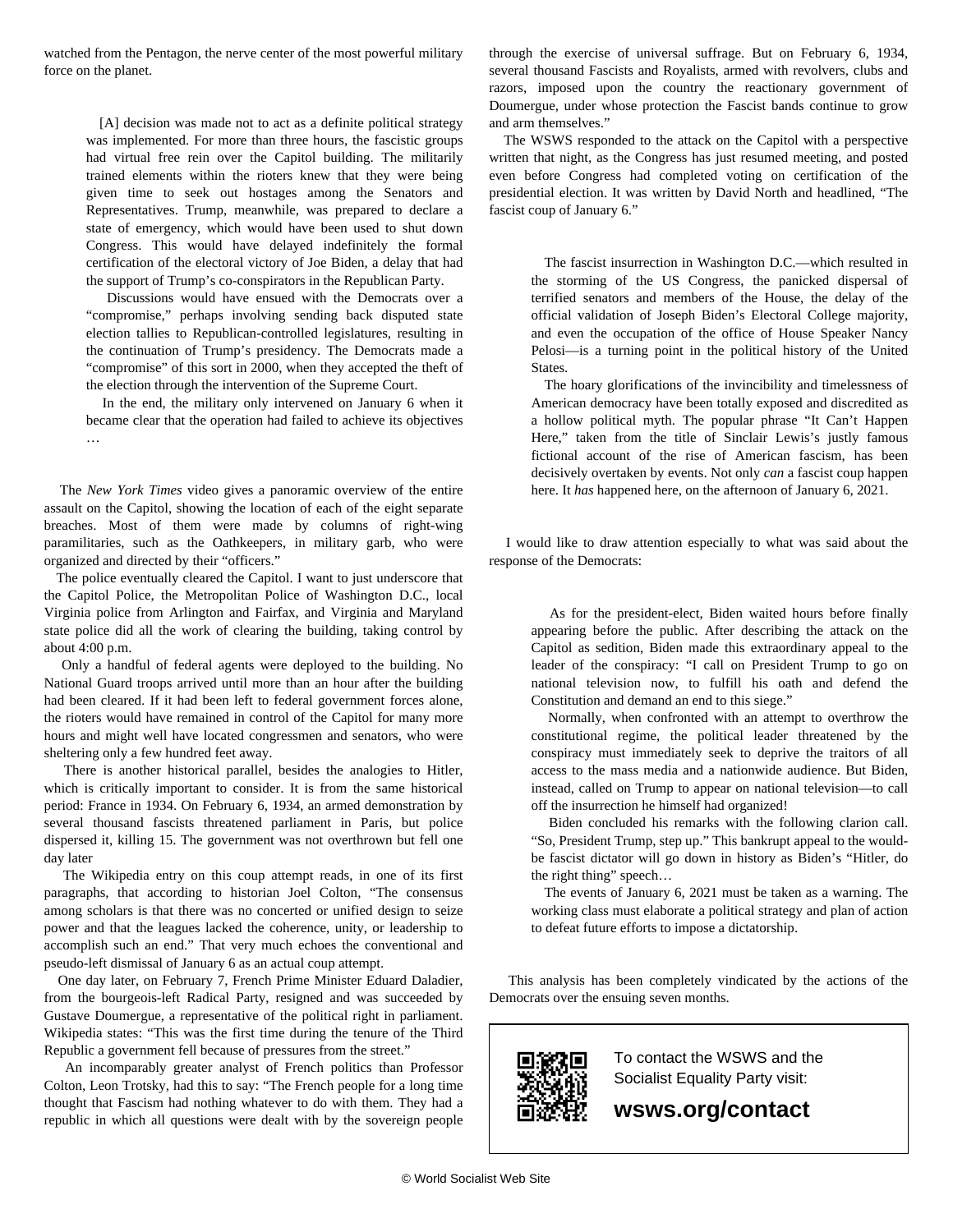watched from the Pentagon, the nerve center of the most powerful military force on the planet.

> [A] decision was made not to act as a definite political strategy was implemented. For more than three hours, the fascistic groups had virtual free rein over the Capitol building. The militarily trained elements within the rioters knew that they were being given time to seek out hostages among the Senators and Representatives. Trump, meanwhile, was prepared to declare a state of emergency, which would have been used to shut down Congress. This would have delayed indefinitely the formal certification of the electoral victory of Joe Biden, a delay that had the support of Trump's co-conspirators in the Republican Party.
>
> Discussions would have ensued with the Democrats over a "compromise," perhaps involving sending back disputed state election tallies to Republican-controlled legislatures, resulting in the continuation of Trump's presidency. The Democrats made a "compromise" of this sort in 2000, when they accepted the theft of the election through the intervention of the Supreme Court.
>
> In the end, the military only intervened on January 6 when it became clear that the operation had failed to achieve its objectives …

The *New York Times* video gives a panoramic overview of the entire assault on the Capitol, showing the location of each of the eight separate breaches. Most of them were made by columns of right-wing paramilitaries, such as the Oathkeepers, in military garb, who were organized and directed by their "officers."

The police eventually cleared the Capitol. I want to just underscore that the Capitol Police, the Metropolitan Police of Washington D.C., local Virginia police from Arlington and Fairfax, and Virginia and Maryland state police did all the work of clearing the building, taking control by about 4:00 p.m.

Only a handful of federal agents were deployed to the building. No National Guard troops arrived until more than an hour after the building had been cleared. If it had been left to federal government forces alone, the rioters would have remained in control of the Capitol for many more hours and might well have located congressmen and senators, who were sheltering only a few hundred feet away.

There is another historical parallel, besides the analogies to Hitler, which is critically important to consider. It is from the same historical period: France in 1934. On February 6, 1934, an armed demonstration by several thousand fascists threatened parliament in Paris, but police dispersed it, killing 15. The government was not overthrown but fell one day later

The Wikipedia entry on this coup attempt reads, in one of its first paragraphs, that according to historian Joel Colton, "The consensus among scholars is that there was no concerted or unified design to seize power and that the leagues lacked the coherence, unity, or leadership to accomplish such an end." That very much echoes the conventional and pseudo-left dismissal of January 6 as an actual coup attempt.

One day later, on February 7, French Prime Minister Eduard Daladier, from the bourgeois-left Radical Party, resigned and was succeeded by Gustave Doumergue, a representative of the political right in parliament. Wikipedia states: "This was the first time during the tenure of the Third Republic a government fell because of pressures from the street."

An incomparably greater analyst of French politics than Professor Colton, Leon Trotsky, had this to say: "The French people for a long time thought that Fascism had nothing whatever to do with them. They had a republic in which all questions were dealt with by the sovereign people through the exercise of universal suffrage. But on February 6, 1934, several thousand Fascists and Royalists, armed with revolvers, clubs and razors, imposed upon the country the reactionary government of Doumergue, under whose protection the Fascist bands continue to grow and arm themselves."

The WSWS responded to the attack on the Capitol with a perspective written that night, as the Congress has just resumed meeting, and posted even before Congress had completed voting on certification of the presidential election. It was written by David North and headlined, "The fascist coup of January 6."

> The fascist insurrection in Washington D.C.—which resulted in the storming of the US Congress, the panicked dispersal of terrified senators and members of the House, the delay of the official validation of Joseph Biden's Electoral College majority, and even the occupation of the office of House Speaker Nancy Pelosi—is a turning point in the political history of the United States.
>
> The hoary glorifications of the invincibility and timelessness of American democracy have been totally exposed and discredited as a hollow political myth. The popular phrase "It Can't Happen Here," taken from the title of Sinclair Lewis's justly famous fictional account of the rise of American fascism, has been decisively overtaken by events. Not only *can* a fascist coup happen here. It *has* happened here, on the afternoon of January 6, 2021.

I would like to draw attention especially to what was said about the response of the Democrats:

> As for the president-elect, Biden waited hours before finally appearing before the public. After describing the attack on the Capitol as sedition, Biden made this extraordinary appeal to the leader of the conspiracy: "I call on President Trump to go on national television now, to fulfill his oath and defend the Constitution and demand an end to this siege."
>
> Normally, when confronted with an attempt to overthrow the constitutional regime, the political leader threatened by the conspiracy must immediately seek to deprive the traitors of all access to the mass media and a nationwide audience. But Biden, instead, called on Trump to appear on national television—to call off the insurrection he himself had organized!
>
> Biden concluded his remarks with the following clarion call. "So, President Trump, step up." This bankrupt appeal to the would-be fascist dictator will go down in history as Biden's "Hitler, do the right thing" speech…
>
> The events of January 6, 2021 must be taken as a warning. The working class must elaborate a political strategy and plan of action to defeat future efforts to impose a dictatorship.

This analysis has been completely vindicated by the actions of the Democrats over the ensuing seven months.

To contact the WSWS and the Socialist Equality Party visit:

**wsws.org/contact**